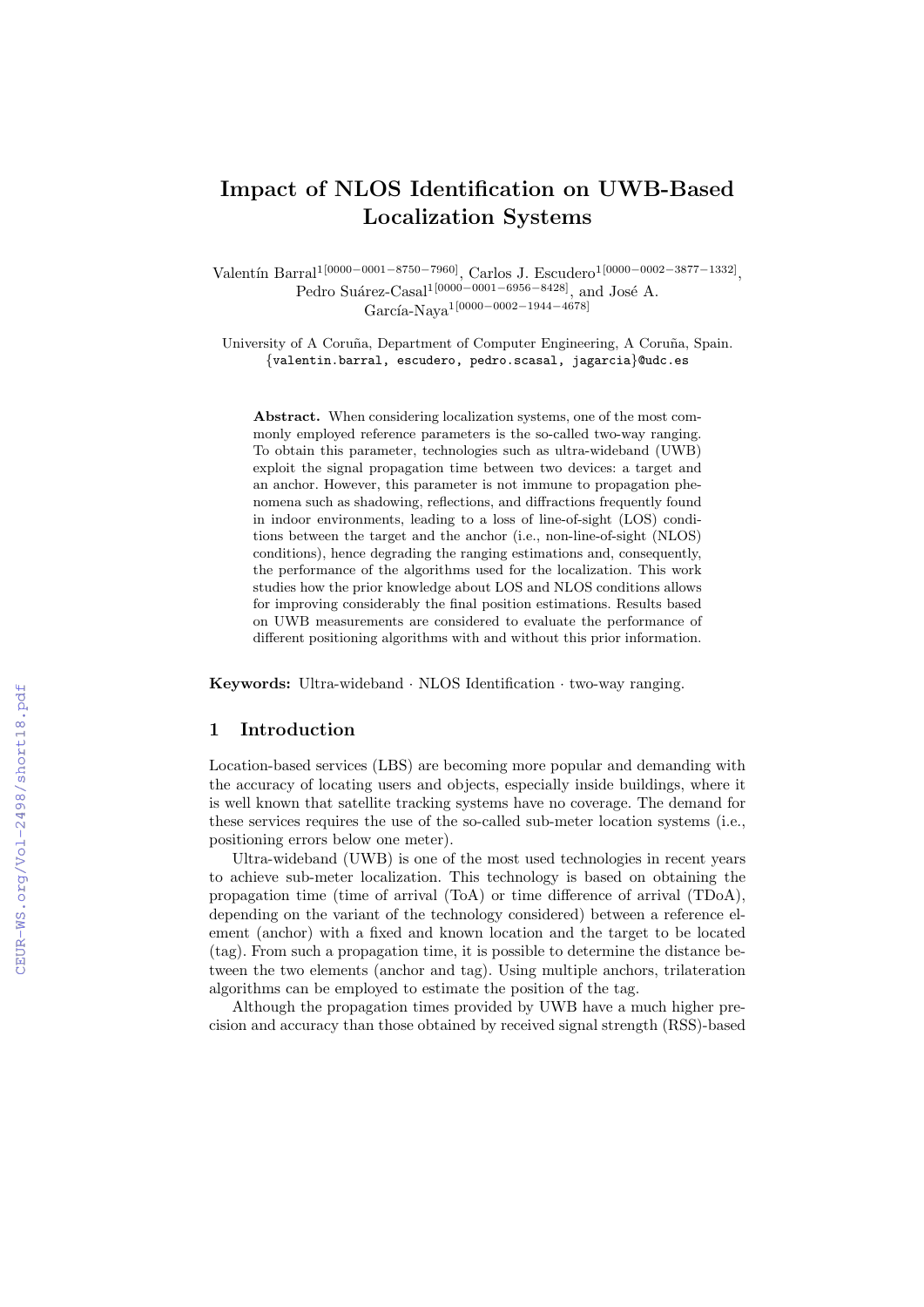# Impact of NLOS Identification on UWB-Based Localization Systems

Valentín Barral[1[0000−0001−8750−7960]], Carlos J. Escudero[1[0000−0002−3877−1332]], Pedro Suárez-Casal[1[0000−0001−6956−8428]], and José A. García-Naya[1[0000−0002−1944−4678]]

University of A Coruña, Department of Computer Engineering, A Coruña, Spain. {valentin.barral, escudero, pedro.scasal, jagarcia}@udc.es

**Abstract.** When considering localization systems, one of the most commonly employed reference parameters is the so-called two-way ranging. To obtain this parameter, technologies such as ultra-wideband (UWB) exploit the signal propagation time between two devices: a target and an anchor. However, this parameter is not immune to propagation phenomena such as shadowing, reflections, and diffractions frequently found in indoor environments, leading to a loss of line-of-sight (LOS) conditions between the target and the anchor (i.e., non-line-of-sight (NLOS) conditions), hence degrading the ranging estimations and, consequently, the performance of the algorithms used for the localization. This work studies how the prior knowledge about LOS and NLOS conditions allows for improving considerably the final position estimations. Results based on UWB measurements are considered to evaluate the performance of different positioning algorithms with and without this prior information.

**Keywords:** Ultra-wideband · NLOS Identification · two-way ranging.

## 1 Introduction

Location-based services (LBS) are becoming more popular and demanding with the accuracy of locating users and objects, especially inside buildings, where it is well known that satellite tracking systems have no coverage. The demand for these services requires the use of the so-called sub-meter location systems (i.e., positioning errors below one meter).

Ultra-wideband (UWB) is one of the most used technologies in recent years to achieve sub-meter localization. This technology is based on obtaining the propagation time (time of arrival (ToA) or time difference of arrival (TDoA), depending on the variant of the technology considered) between a reference element (anchor) with a fixed and known location and the target to be located (tag). From such a propagation time, it is possible to determine the distance between the two elements (anchor and tag). Using multiple anchors, trilateration algorithms can be employed to estimate the position of the tag.

Although the propagation times provided by UWB have a much higher precision and accuracy than those obtained by received signal strength (RSS)-based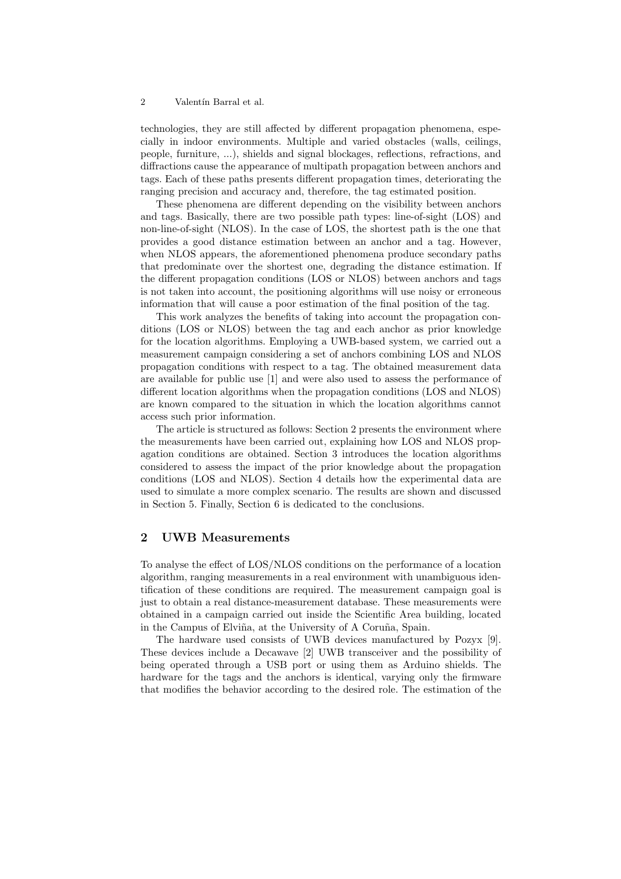technologies, they are still affected by different propagation phenomena, especially in indoor environments. Multiple and varied obstacles (walls, ceilings, people, furniture, ...), shields and signal blockages, reflections, refractions, and diffractions cause the appearance of multipath propagation between anchors and tags. Each of these paths presents different propagation times, deteriorating the ranging precision and accuracy and, therefore, the tag estimated position.

These phenomena are different depending on the visibility between anchors and tags. Basically, there are two possible path types: line-of-sight (LOS) and non-line-of-sight (NLOS). In the case of LOS, the shortest path is the one that provides a good distance estimation between an anchor and a tag. However, when NLOS appears, the aforementioned phenomena produce secondary paths that predominate over the shortest one, degrading the distance estimation. If the different propagation conditions (LOS or NLOS) between anchors and tags is not taken into account, the positioning algorithms will use noisy or erroneous information that will cause a poor estimation of the final position of the tag.

This work analyzes the benefits of taking into account the propagation conditions (LOS or NLOS) between the tag and each anchor as prior knowledge for the location algorithms. Employing a UWB-based system, we carried out a measurement campaign considering a set of anchors combining LOS and NLOS propagation conditions with respect to a tag. The obtained measurement data are available for public use [1] and were also used to assess the performance of different location algorithms when the propagation conditions (LOS and NLOS) are known compared to the situation in which the location algorithms cannot access such prior information.

The article is structured as follows: Section 2 presents the environment where the measurements have been carried out, explaining how LOS and NLOS propagation conditions are obtained. Section 3 introduces the location algorithms considered to assess the impact of the prior knowledge about the propagation conditions (LOS and NLOS). Section 4 details how the experimental data are used to simulate a more complex scenario. The results are shown and discussed in Section 5. Finally, Section 6 is dedicated to the conclusions.

## 2 UWB Measurements

To analyse the effect of LOS/NLOS conditions on the performance of a location algorithm, ranging measurements in a real environment with unambiguous identification of these conditions are required. The measurement campaign goal is just to obtain a real distance-measurement database. These measurements were obtained in a campaign carried out inside the Scientific Area building, located in the Campus of Elviña, at the University of A Coruña, Spain.

The hardware used consists of UWB devices manufactured by Pozyx [9]. These devices include a Decawave [2] UWB transceiver and the possibility of being operated through a USB port or using them as Arduino shields. The hardware for the tags and the anchors is identical, varying only the firmware that modifies the behavior according to the desired role. The estimation of the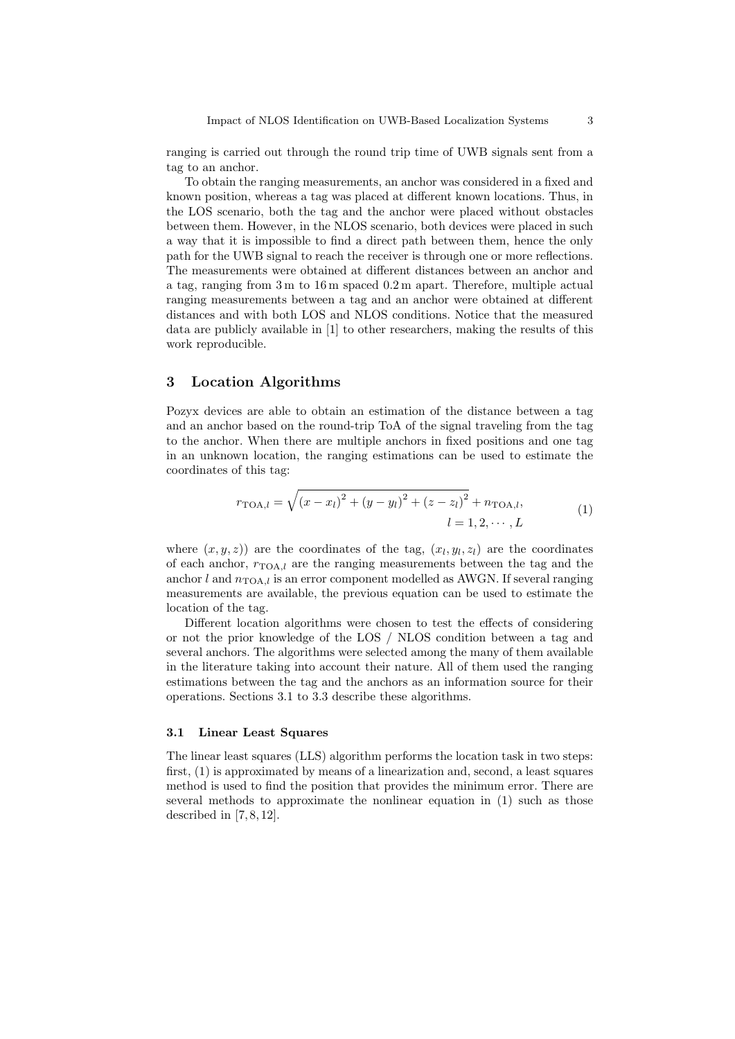ranging is carried out through the round trip time of UWB signals sent from a tag to an anchor.

To obtain the ranging measurements, an anchor was considered in a fixed and known position, whereas a tag was placed at different known locations. Thus, in the LOS scenario, both the tag and the anchor were placed without obstacles between them. However, in the NLOS scenario, both devices were placed in such a way that it is impossible to find a direct path between them, hence the only path for the UWB signal to reach the receiver is through one or more reflections. The measurements were obtained at different distances between an anchor and a tag, ranging from 3 m to 16 m spaced 0.2 m apart. Therefore, multiple actual ranging measurements between a tag and an anchor were obtained at different distances and with both LOS and NLOS conditions. Notice that the measured data are publicly available in [1] to other researchers, making the results of this work reproducible.

## 3 Location Algorithms

Pozyx devices are able to obtain an estimation of the distance between a tag and an anchor based on the round-trip ToA of the signal traveling from the tag to the anchor. When there are multiple anchors in fixed positions and one tag in an unknown location, the ranging estimations can be used to estimate the coordinates of this tag:

$$r_{\mathrm{TOA},l} = \sqrt{\left(x - x_l\right)^2 + \left(y - y_l\right)^2 + \left(z - z_l\right)^2} + n_{\mathrm{TOA},l}, \qquad l = 1, 2, \cdots, L \tag{1}$$

where $(x, y, z))$ are the coordinates of the tag, $(x_l, y_l, z_l)$ are the coordinates of each anchor, $r_{\mathrm{TOA},l}$ are the ranging measurements between the tag and the anchor $l$ and $n_{\mathrm{TOA},l}$ is an error component modelled as AWGN. If several ranging measurements are available, the previous equation can be used to estimate the location of the tag.

Different location algorithms were chosen to test the effects of considering or not the prior knowledge of the LOS / NLOS condition between a tag and several anchors. The algorithms were selected among the many of them available in the literature taking into account their nature. All of them used the ranging estimations between the tag and the anchors as an information source for their operations. Sections 3.1 to 3.3 describe these algorithms.

### 3.1 Linear Least Squares

The linear least squares (LLS) algorithm performs the location task in two steps: first, (1) is approximated by means of a linearization and, second, a least squares method is used to find the position that provides the minimum error. There are several methods to approximate the nonlinear equation in (1) such as those described in [7, 8, 12].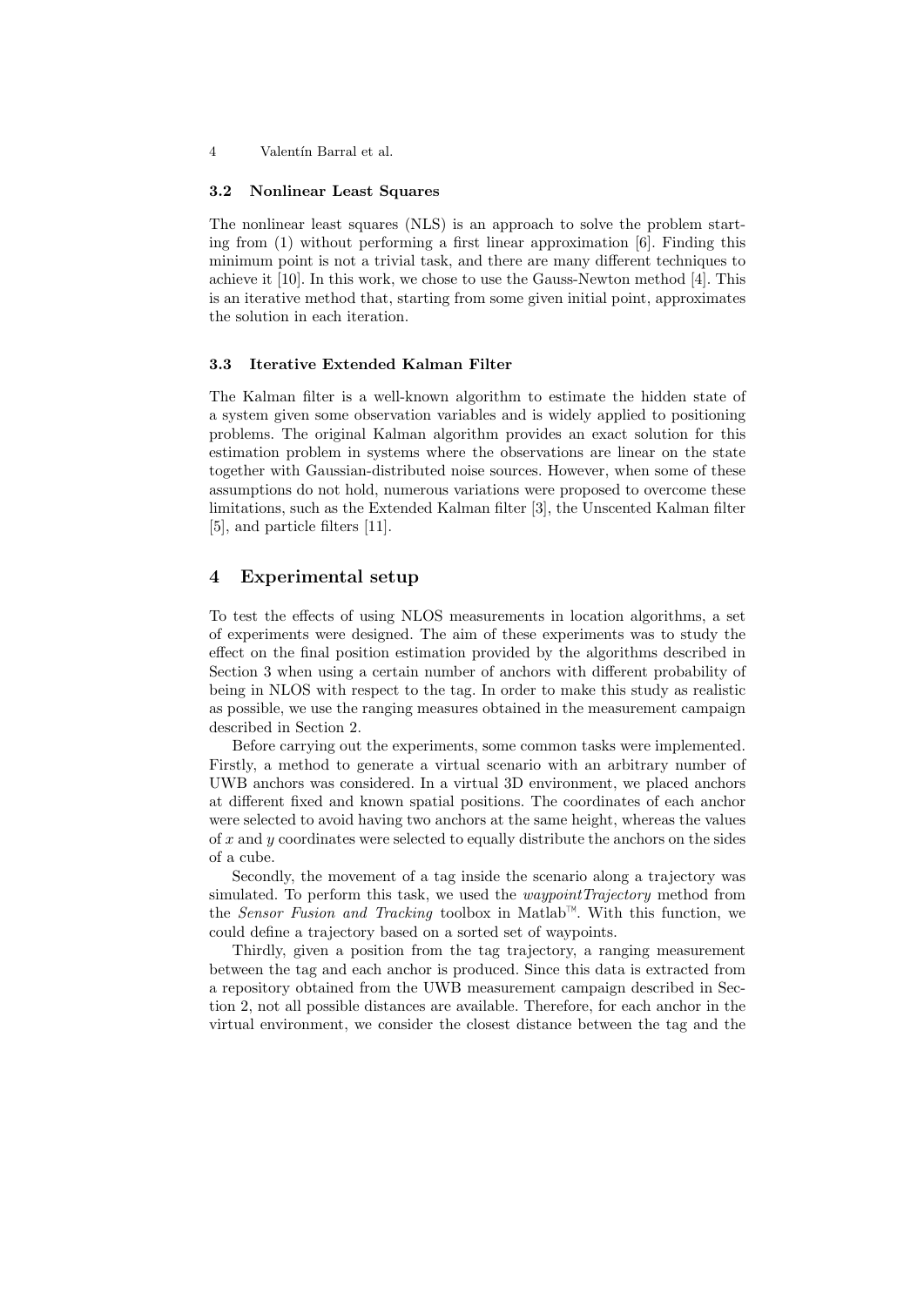### 3.2 Nonlinear Least Squares

The nonlinear least squares (NLS) is an approach to solve the problem starting from (1) without performing a first linear approximation [6]. Finding this minimum point is not a trivial task, and there are many different techniques to achieve it [10]. In this work, we chose to use the Gauss-Newton method [4]. This is an iterative method that, starting from some given initial point, approximates the solution in each iteration.

### 3.3 Iterative Extended Kalman Filter

The Kalman filter is a well-known algorithm to estimate the hidden state of a system given some observation variables and is widely applied to positioning problems. The original Kalman algorithm provides an exact solution for this estimation problem in systems where the observations are linear on the state together with Gaussian-distributed noise sources. However, when some of these assumptions do not hold, numerous variations were proposed to overcome these limitations, such as the Extended Kalman filter [3], the Unscented Kalman filter [5], and particle filters [11].

## 4 Experimental setup

To test the effects of using NLOS measurements in location algorithms, a set of experiments were designed. The aim of these experiments was to study the effect on the final position estimation provided by the algorithms described in Section 3 when using a certain number of anchors with different probability of being in NLOS with respect to the tag. In order to make this study as realistic as possible, we use the ranging measures obtained in the measurement campaign described in Section 2.

Before carrying out the experiments, some common tasks were implemented. Firstly, a method to generate a virtual scenario with an arbitrary number of UWB anchors was considered. In a virtual 3D environment, we placed anchors at different fixed and known spatial positions. The coordinates of each anchor were selected to avoid having two anchors at the same height, whereas the values of $x$ and $y$ coordinates were selected to equally distribute the anchors on the sides of a cube.

Secondly, the movement of a tag inside the scenario along a trajectory was simulated. To perform this task, we used the *waypointTrajectory* method from the *Sensor Fusion and Tracking* toolbox in Matlab™. With this function, we could define a trajectory based on a sorted set of waypoints.

Thirdly, given a position from the tag trajectory, a ranging measurement between the tag and each anchor is produced. Since this data is extracted from a repository obtained from the UWB measurement campaign described in Section 2, not all possible distances are available. Therefore, for each anchor in the virtual environment, we consider the closest distance between the tag and the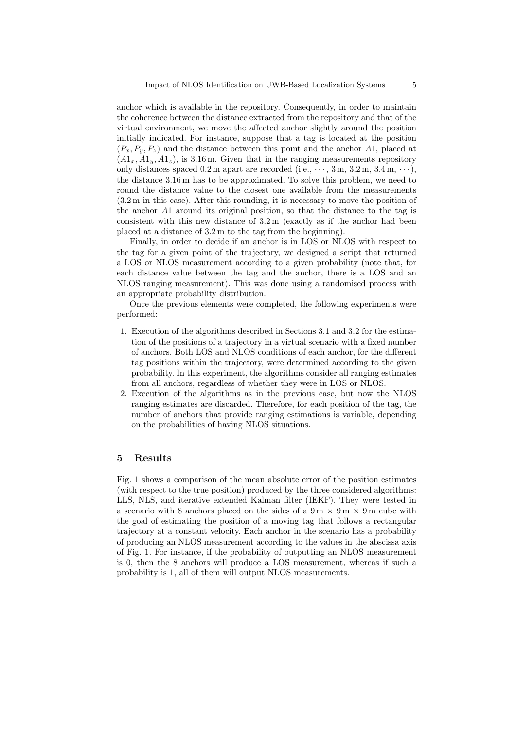anchor which is available in the repository. Consequently, in order to maintain the coherence between the distance extracted from the repository and that of the virtual environment, we move the affected anchor slightly around the position initially indicated. For instance, suppose that a tag is located at the position $(P_x, P_y, P_z)$ and the distance between this point and the anchor $A1$, placed at $(A1_x, A1_y, A1_z)$, is 3.16 m. Given that in the ranging measurements repository only distances spaced 0.2 m apart are recorded (i.e., $\cdots$, 3 m, 3.2 m, 3.4 m, $\cdots$), the distance 3.16 m has to be approximated. To solve this problem, we need to round the distance value to the closest one available from the measurements (3.2 m in this case). After this rounding, it is necessary to move the position of the anchor $A1$ around its original position, so that the distance to the tag is consistent with this new distance of 3.2 m (exactly as if the anchor had been placed at a distance of 3.2 m to the tag from the beginning).

Finally, in order to decide if an anchor is in LOS or NLOS with respect to the tag for a given point of the trajectory, we designed a script that returned a LOS or NLOS measurement according to a given probability (note that, for each distance value between the tag and the anchor, there is a LOS and an NLOS ranging measurement). This was done using a randomised process with an appropriate probability distribution.

Once the previous elements were completed, the following experiments were performed:

1. Execution of the algorithms described in Sections 3.1 and 3.2 for the estimation of the positions of a trajectory in a virtual scenario with a fixed number of anchors. Both LOS and NLOS conditions of each anchor, for the different tag positions within the trajectory, were determined according to the given probability. In this experiment, the algorithms consider all ranging estimates from all anchors, regardless of whether they were in LOS or NLOS.
2. Execution of the algorithms as in the previous case, but now the NLOS ranging estimates are discarded. Therefore, for each position of the tag, the number of anchors that provide ranging estimations is variable, depending on the probabilities of having NLOS situations.

## 5 Results

Fig. 1 shows a comparison of the mean absolute error of the position estimates (with respect to the true position) produced by the three considered algorithms: LLS, NLS, and iterative extended Kalman filter (IEKF). They were tested in a scenario with 8 anchors placed on the sides of a 9 m × 9 m × 9 m cube with the goal of estimating the position of a moving tag that follows a rectangular trajectory at a constant velocity. Each anchor in the scenario has a probability of producing an NLOS measurement according to the values in the abscissa axis of Fig. 1. For instance, if the probability of outputting an NLOS measurement is 0, then the 8 anchors will produce a LOS measurement, whereas if such a probability is 1, all of them will output NLOS measurements.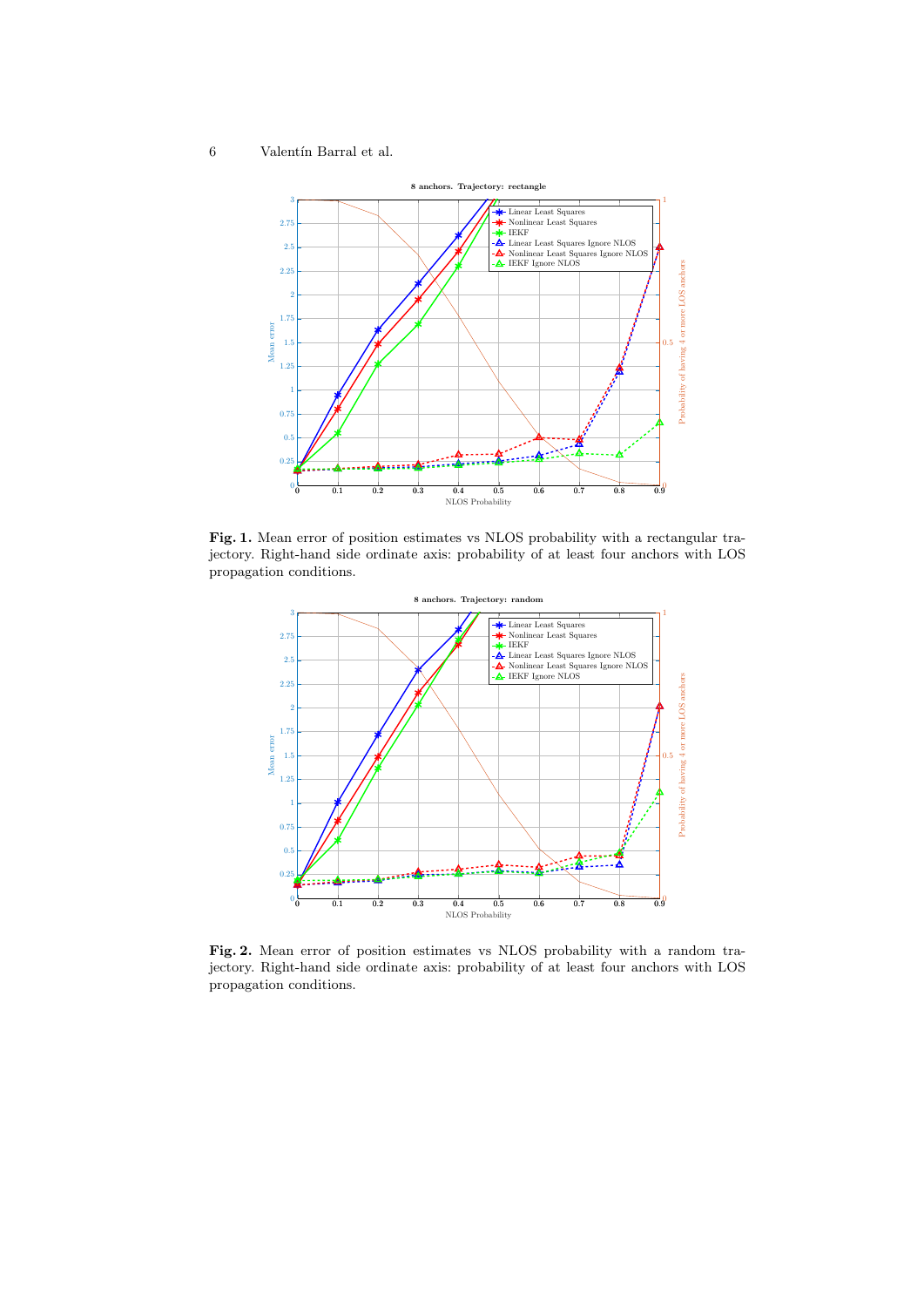**Fig. 1.** Mean error of position estimates vs NLOS probability with a rectangular trajectory. Right-hand side ordinate axis: probability of at least four anchors with LOS propagation conditions.

**Fig. 2.** Mean error of position estimates vs NLOS probability with a random trajectory. Right-hand side ordinate axis: probability of at least four anchors with LOS propagation conditions.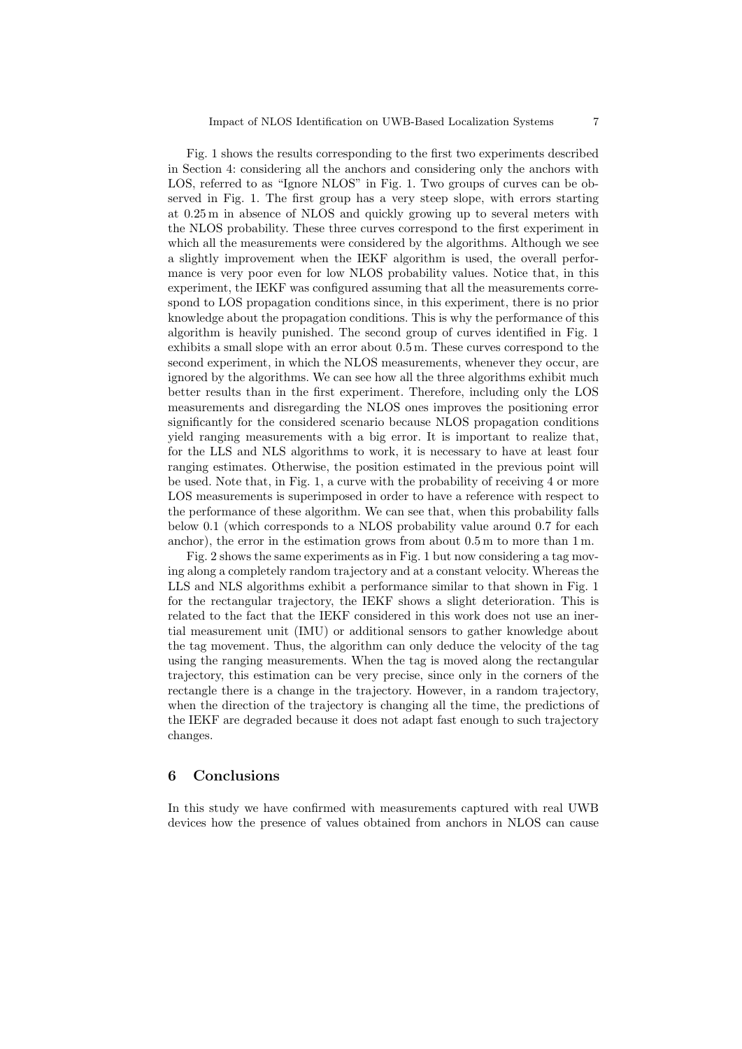Fig. 1 shows the results corresponding to the first two experiments described in Section 4: considering all the anchors and considering only the anchors with LOS, referred to as "Ignore NLOS" in Fig. 1. Two groups of curves can be observed in Fig. 1. The first group has a very steep slope, with errors starting at 0.25 m in absence of NLOS and quickly growing up to several meters with the NLOS probability. These three curves correspond to the first experiment in which all the measurements were considered by the algorithms. Although we see a slightly improvement when the IEKF algorithm is used, the overall performance is very poor even for low NLOS probability values. Notice that, in this experiment, the IEKF was configured assuming that all the measurements correspond to LOS propagation conditions since, in this experiment, there is no prior knowledge about the propagation conditions. This is why the performance of this algorithm is heavily punished. The second group of curves identified in Fig. 1 exhibits a small slope with an error about 0.5 m. These curves correspond to the second experiment, in which the NLOS measurements, whenever they occur, are ignored by the algorithms. We can see how all the three algorithms exhibit much better results than in the first experiment. Therefore, including only the LOS measurements and disregarding the NLOS ones improves the positioning error significantly for the considered scenario because NLOS propagation conditions yield ranging measurements with a big error. It is important to realize that, for the LLS and NLS algorithms to work, it is necessary to have at least four ranging estimates. Otherwise, the position estimated in the previous point will be used. Note that, in Fig. 1, a curve with the probability of receiving 4 or more LOS measurements is superimposed in order to have a reference with respect to the performance of these algorithm. We can see that, when this probability falls below 0.1 (which corresponds to a NLOS probability value around 0.7 for each anchor), the error in the estimation grows from about 0.5 m to more than 1 m.

Fig. 2 shows the same experiments as in Fig. 1 but now considering a tag moving along a completely random trajectory and at a constant velocity. Whereas the LLS and NLS algorithms exhibit a performance similar to that shown in Fig. 1 for the rectangular trajectory, the IEKF shows a slight deterioration. This is related to the fact that the IEKF considered in this work does not use an inertial measurement unit (IMU) or additional sensors to gather knowledge about the tag movement. Thus, the algorithm can only deduce the velocity of the tag using the ranging measurements. When the tag is moved along the rectangular trajectory, this estimation can be very precise, since only in the corners of the rectangle there is a change in the trajectory. However, in a random trajectory, when the direction of the trajectory is changing all the time, the predictions of the IEKF are degraded because it does not adapt fast enough to such trajectory changes.

## 6 Conclusions

In this study we have confirmed with measurements captured with real UWB devices how the presence of values obtained from anchors in NLOS can cause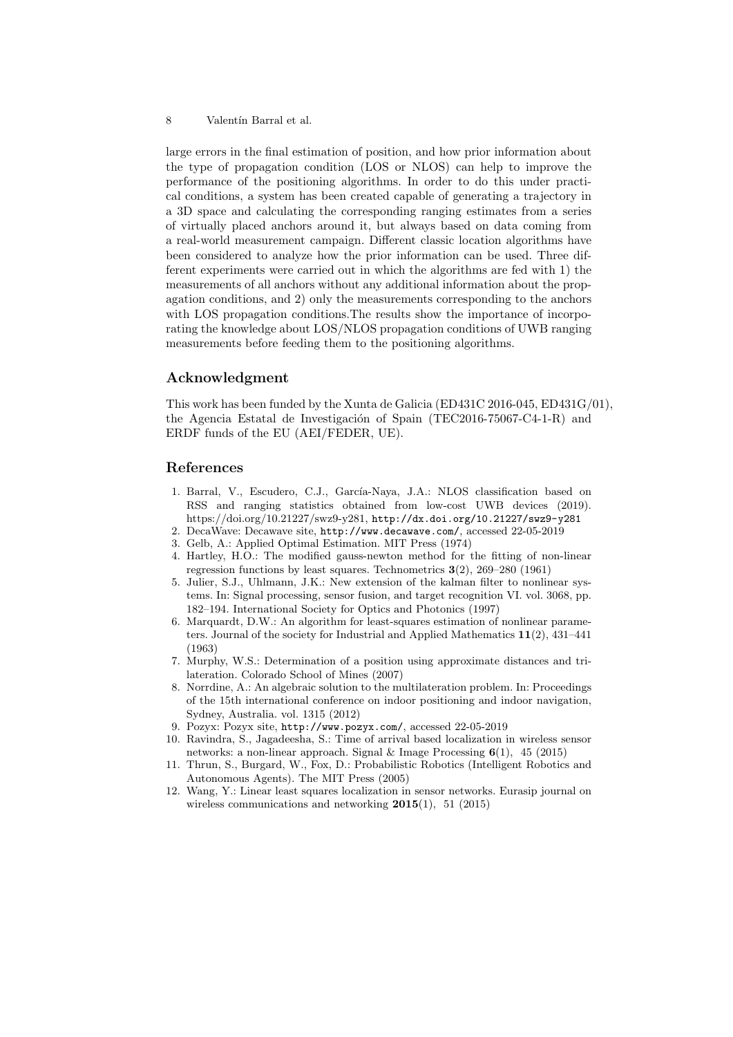large errors in the final estimation of position, and how prior information about the type of propagation condition (LOS or NLOS) can help to improve the performance of the positioning algorithms. In order to do this under practical conditions, a system has been created capable of generating a trajectory in a 3D space and calculating the corresponding ranging estimates from a series of virtually placed anchors around it, but always based on data coming from a real-world measurement campaign. Different classic location algorithms have been considered to analyze how the prior information can be used. Three different experiments were carried out in which the algorithms are fed with 1) the measurements of all anchors without any additional information about the propagation conditions, and 2) only the measurements corresponding to the anchors with LOS propagation conditions.The results show the importance of incorporating the knowledge about LOS/NLOS propagation conditions of UWB ranging measurements before feeding them to the positioning algorithms.

## Acknowledgment

This work has been funded by the Xunta de Galicia (ED431C 2016-045, ED431G/01), the Agencia Estatal de Investigación of Spain (TEC2016-75067-C4-1-R) and ERDF funds of the EU (AEI/FEDER, UE).

## References

1. Barral, V., Escudero, C.J., García-Naya, J.A.: NLOS classification based on RSS and ranging statistics obtained from low-cost UWB devices (2019). https://doi.org/10.21227/swz9-y281, http://dx.doi.org/10.21227/swz9-y281
2. DecaWave: Decawave site, http://www.decawave.com/, accessed 22-05-2019
3. Gelb, A.: Applied Optimal Estimation. MIT Press (1974)
4. Hartley, H.O.: The modified gauss-newton method for the fitting of non-linear regression functions by least squares. Technometrics **3**(2), 269–280 (1961)
5. Julier, S.J., Uhlmann, J.K.: New extension of the kalman filter to nonlinear systems. In: Signal processing, sensor fusion, and target recognition VI. vol. 3068, pp. 182–194. International Society for Optics and Photonics (1997)
6. Marquardt, D.W.: An algorithm for least-squares estimation of nonlinear parameters. Journal of the society for Industrial and Applied Mathematics **11**(2), 431–441 (1963)
7. Murphy, W.S.: Determination of a position using approximate distances and trilateration. Colorado School of Mines (2007)
8. Norrdine, A.: An algebraic solution to the multilateration problem. In: Proceedings of the 15th international conference on indoor positioning and indoor navigation, Sydney, Australia. vol. 1315 (2012)
9. Pozyx: Pozyx site, http://www.pozyx.com/, accessed 22-05-2019
10. Ravindra, S., Jagadeesha, S.: Time of arrival based localization in wireless sensor networks: a non-linear approach. Signal & Image Processing **6**(1), 45 (2015)
11. Thrun, S., Burgard, W., Fox, D.: Probabilistic Robotics (Intelligent Robotics and Autonomous Agents). The MIT Press (2005)
12. Wang, Y.: Linear least squares localization in sensor networks. Eurasip journal on wireless communications and networking **2015**(1), 51 (2015)